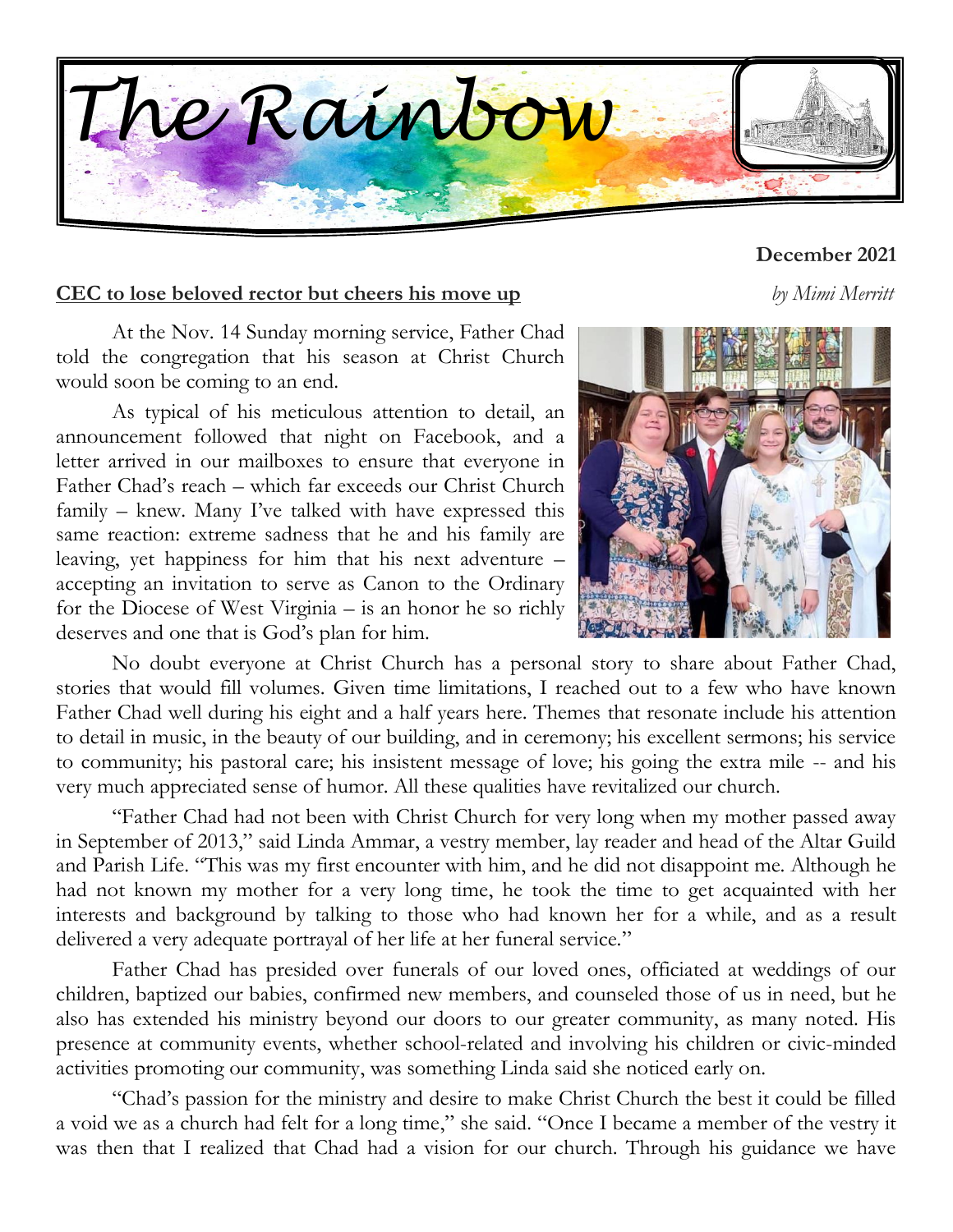# The Rainbow

**December 2021**

**CEC to lose beloved rector but cheers his move up**

*by Mimi Merritt*

At the Nov. 14 Sunday morning service, Father Chad told the congregation that his season at Christ Church would soon be coming to an end.

As typical of his meticulous attention to detail, an announcement followed that night on Facebook, and a letter arrived in our mailboxes to ensure that everyone in Father Chad's reach – which far exceeds our Christ Church family – knew. Many I've talked with have expressed this same reaction: extreme sadness that he and his family are leaving, yet happiness for him that his next adventure – accepting an invitation to serve as Canon to the Ordinary for the Diocese of West Virginia – is an honor he so richly deserves and one that is God's plan for him.

No doubt everyone at Christ Church has a personal story to share about Father Chad, stories that would fill volumes. Given time limitations, I reached out to a few who have known Father Chad well during his eight and a half years here. Themes that resonate include his attention to detail in music, in the beauty of our building, and in ceremony; his excellent sermons; his service to community; his pastoral care; his insistent message of love; his going the extra mile -- and his very much appreciated sense of humor. All these qualities have revitalized our church.

"Father Chad had not been with Christ Church for very long when my mother passed away in September of 2013," said Linda Ammar, a vestry member, lay reader and head of the Altar Guild and Parish Life. "This was my first encounter with him, and he did not disappoint me. Although he had not known my mother for a very long time, he took the time to get acquainted with her interests and background by talking to those who had known her for a while, and as a result delivered a very adequate portrayal of her life at her funeral service."

Father Chad has presided over funerals of our loved ones, officiated at weddings of our children, baptized our babies, confirmed new members, and counseled those of us in need, but he also has extended his ministry beyond our doors to our greater community, as many noted. His presence at community events, whether school-related and involving his children or civic-minded activities promoting our community, was something Linda said she noticed early on.

"Chad's passion for the ministry and desire to make Christ Church the best it could be filled a void we as a church had felt for a long time," she said. "Once I became a member of the vestry it was then that I realized that Chad had a vision for our church. Through his guidance we have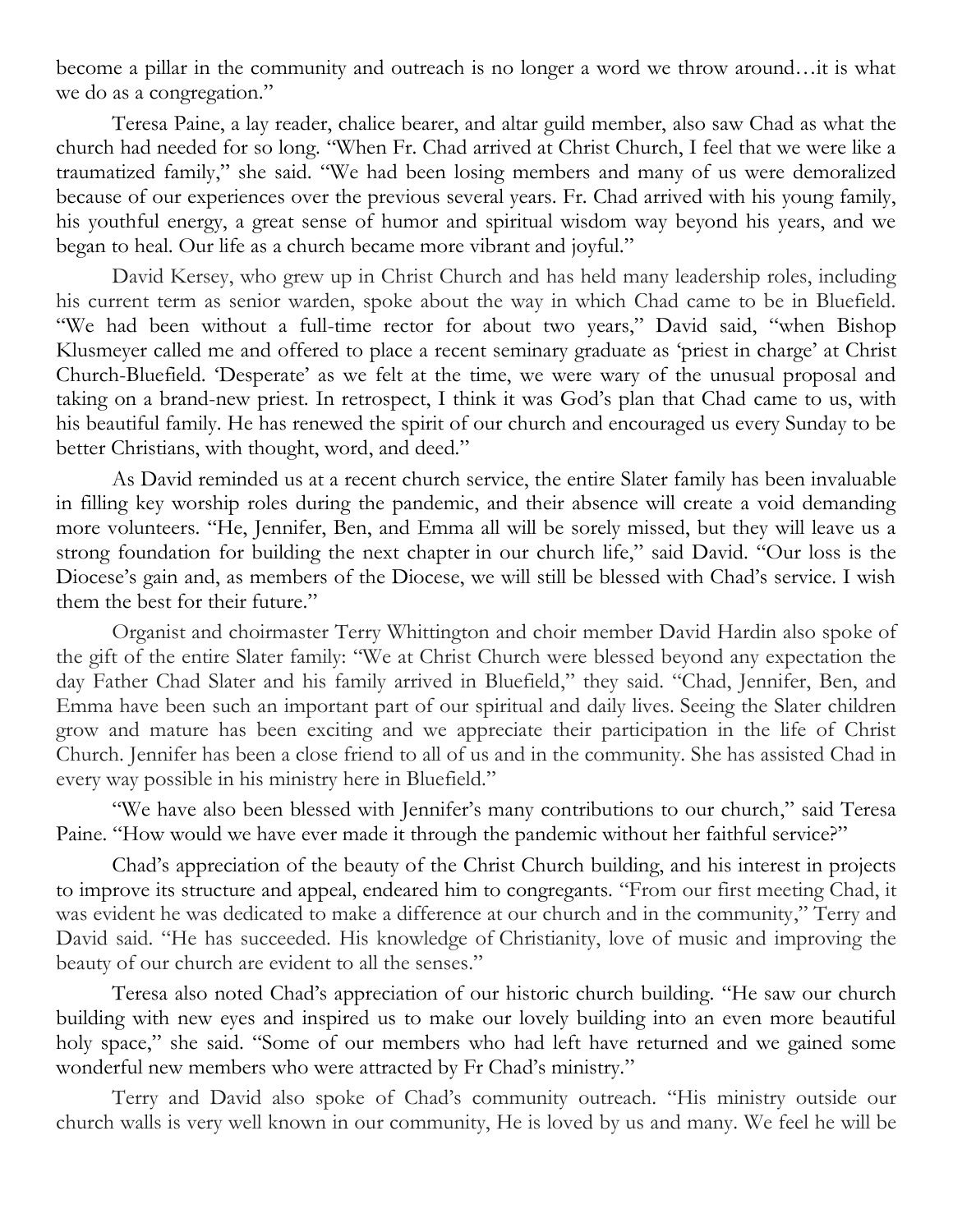become a pillar in the community and outreach is no longer a word we throw around…it is what we do as a congregation."

Teresa Paine, a lay reader, chalice bearer, and altar guild member, also saw Chad as what the church had needed for so long. "When Fr. Chad arrived at Christ Church, I feel that we were like a traumatized family," she said. "We had been losing members and many of us were demoralized because of our experiences over the previous several years. Fr. Chad arrived with his young family, his youthful energy, a great sense of humor and spiritual wisdom way beyond his years, and we began to heal. Our life as a church became more vibrant and joyful."

David Kersey, who grew up in Christ Church and has held many leadership roles, including his current term as senior warden, spoke about the way in which Chad came to be in Bluefield. "We had been without a full-time rector for about two years," David said, "when Bishop Klusmeyer called me and offered to place a recent seminary graduate as 'priest in charge' at Christ Church-Bluefield. 'Desperate' as we felt at the time, we were wary of the unusual proposal and taking on a brand-new priest. In retrospect, I think it was God's plan that Chad came to us, with his beautiful family. He has renewed the spirit of our church and encouraged us every Sunday to be better Christians, with thought, word, and deed."

As David reminded us at a recent church service, the entire Slater family has been invaluable in filling key worship roles during the pandemic, and their absence will create a void demanding more volunteers. "He, Jennifer, Ben, and Emma all will be sorely missed, but they will leave us a strong foundation for building the next chapter in our church life," said David. "Our loss is the Diocese's gain and, as members of the Diocese, we will still be blessed with Chad's service. I wish them the best for their future."

Organist and choirmaster Terry Whittington and choir member David Hardin also spoke of the gift of the entire Slater family: "We at Christ Church were blessed beyond any expectation the day Father Chad Slater and his family arrived in Bluefield," they said. "Chad, Jennifer, Ben, and Emma have been such an important part of our spiritual and daily lives. Seeing the Slater children grow and mature has been exciting and we appreciate their participation in the life of Christ Church. Jennifer has been a close friend to all of us and in the community. She has assisted Chad in every way possible in his ministry here in Bluefield."

"We have also been blessed with Jennifer's many contributions to our church," said Teresa Paine. "How would we have ever made it through the pandemic without her faithful service?"

Chad's appreciation of the beauty of the Christ Church building, and his interest in projects to improve its structure and appeal, endeared him to congregants. "From our first meeting Chad, it was evident he was dedicated to make a difference at our church and in the community," Terry and David said. "He has succeeded. His knowledge of Christianity, love of music and improving the beauty of our church are evident to all the senses."

Teresa also noted Chad's appreciation of our historic church building. "He saw our church building with new eyes and inspired us to make our lovely building into an even more beautiful holy space," she said. "Some of our members who had left have returned and we gained some wonderful new members who were attracted by Fr Chad's ministry."

Terry and David also spoke of Chad's community outreach. "His ministry outside our church walls is very well known in our community, He is loved by us and many. We feel he will be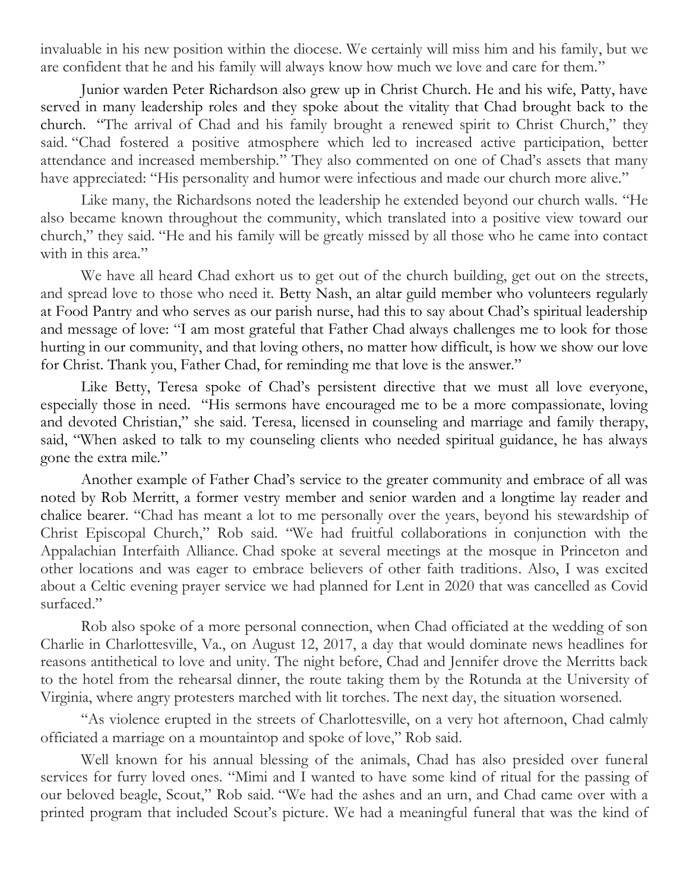invaluable in his new position within the diocese. We certainly will miss him and his family, but we are confident that he and his family will always know how much we love and care for them."

Junior warden Peter Richardson also grew up in Christ Church. He and his wife, Patty, have served in many leadership roles and they spoke about the vitality that Chad brought back to the church. "The arrival of Chad and his family brought a renewed spirit to Christ Church," they said. "Chad fostered a positive atmosphere which led to increased active participation, better attendance and increased membership." They also commented on one of Chad's assets that many have appreciated: "His personality and humor were infectious and made our church more alive."

Like many, the Richardsons noted the leadership he extended beyond our church walls. "He also became known throughout the community, which translated into a positive view toward our church," they said. "He and his family will be greatly missed by all those who he came into contact with in this area."

We have all heard Chad exhort us to get out of the church building, get out on the streets, and spread love to those who need it. Betty Nash, an altar guild member who volunteers regularly at Food Pantry and who serves as our parish nurse, had this to say about Chad's spiritual leadership and message of love: "I am most grateful that Father Chad always challenges me to look for those hurting in our community, and that loving others, no matter how difficult, is how we show our love for Christ. Thank you, Father Chad, for reminding me that love is the answer."

Like Betty, Teresa spoke of Chad's persistent directive that we must all love everyone, especially those in need. "His sermons have encouraged me to be a more compassionate, loving and devoted Christian," she said. Teresa, licensed in counseling and marriage and family therapy, said, "When asked to talk to my counseling clients who needed spiritual guidance, he has always gone the extra mile."

Another example of Father Chad's service to the greater community and embrace of all was noted by Rob Merritt, a former vestry member and senior warden and a longtime lay reader and chalice bearer. "Chad has meant a lot to me personally over the years, beyond his stewardship of Christ Episcopal Church," Rob said. "We had fruitful collaborations in conjunction with the Appalachian Interfaith Alliance. Chad spoke at several meetings at the mosque in Princeton and other locations and was eager to embrace believers of other faith traditions. Also, I was excited about a Celtic evening prayer service we had planned for Lent in 2020 that was cancelled as Covid surfaced."

Rob also spoke of a more personal connection, when Chad officiated at the wedding of son Charlie in Charlottesville, Va., on August 12, 2017, a day that would dominate news headlines for reasons antithetical to love and unity. The night before, Chad and Jennifer drove the Merritts back to the hotel from the rehearsal dinner, the route taking them by the Rotunda at the University of Virginia, where angry protesters marched with lit torches. The next day, the situation worsened.

"As violence erupted in the streets of Charlottesville, on a very hot afternoon, Chad calmly officiated a marriage on a mountaintop and spoke of love," Rob said.

Well known for his annual blessing of the animals, Chad has also presided over funeral services for furry loved ones. "Mimi and I wanted to have some kind of ritual for the passing of our beloved beagle, Scout," Rob said. "We had the ashes and an urn, and Chad came over with a printed program that included Scout's picture. We had a meaningful funeral that was the kind of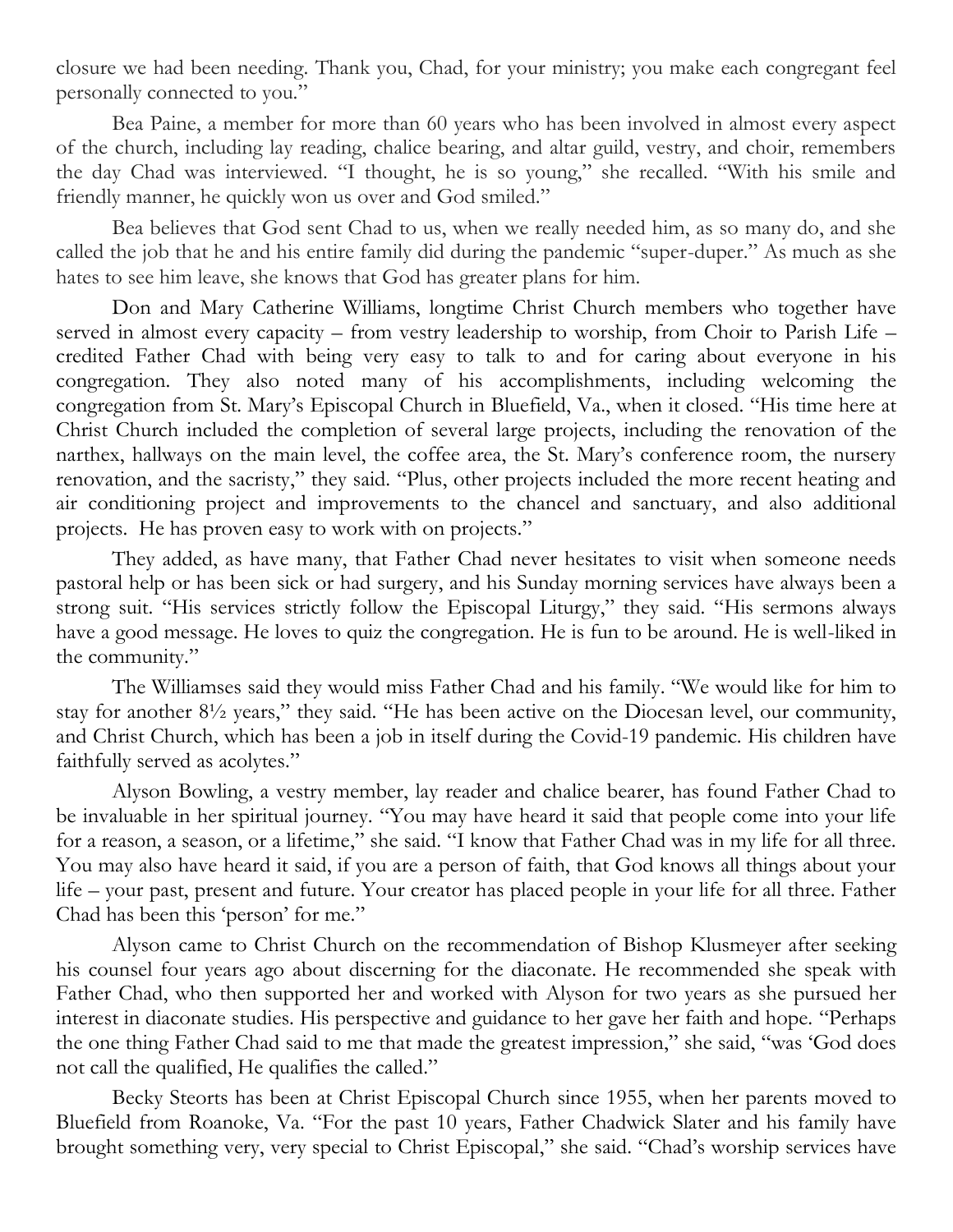closure we had been needing. Thank you, Chad, for your ministry; you make each congregant feel personally connected to you."

Bea Paine, a member for more than 60 years who has been involved in almost every aspect of the church, including lay reading, chalice bearing, and altar guild, vestry, and choir, remembers the day Chad was interviewed. "I thought, he is so young," she recalled. "With his smile and friendly manner, he quickly won us over and God smiled."

Bea believes that God sent Chad to us, when we really needed him, as so many do, and she called the job that he and his entire family did during the pandemic "super-duper." As much as she hates to see him leave, she knows that God has greater plans for him.

Don and Mary Catherine Williams, longtime Christ Church members who together have served in almost every capacity – from vestry leadership to worship, from Choir to Parish Life – credited Father Chad with being very easy to talk to and for caring about everyone in his congregation. They also noted many of his accomplishments, including welcoming the congregation from St. Mary's Episcopal Church in Bluefield, Va., when it closed. "His time here at Christ Church included the completion of several large projects, including the renovation of the narthex, hallways on the main level, the coffee area, the St. Mary's conference room, the nursery renovation, and the sacristy," they said. "Plus, other projects included the more recent heating and air conditioning project and improvements to the chancel and sanctuary, and also additional projects. He has proven easy to work with on projects."

They added, as have many, that Father Chad never hesitates to visit when someone needs pastoral help or has been sick or had surgery, and his Sunday morning services have always been a strong suit. "His services strictly follow the Episcopal Liturgy," they said. "His sermons always have a good message. He loves to quiz the congregation. He is fun to be around. He is well-liked in the community."

The Williamses said they would miss Father Chad and his family. "We would like for him to stay for another 8½ years," they said. "He has been active on the Diocesan level, our community, and Christ Church, which has been a job in itself during the Covid-19 pandemic. His children have faithfully served as acolytes."

Alyson Bowling, a vestry member, lay reader and chalice bearer, has found Father Chad to be invaluable in her spiritual journey. "You may have heard it said that people come into your life for a reason, a season, or a lifetime," she said. "I know that Father Chad was in my life for all three. You may also have heard it said, if you are a person of faith, that God knows all things about your life – your past, present and future. Your creator has placed people in your life for all three. Father Chad has been this 'person' for me."

Alyson came to Christ Church on the recommendation of Bishop Klusmeyer after seeking his counsel four years ago about discerning for the diaconate. He recommended she speak with Father Chad, who then supported her and worked with Alyson for two years as she pursued her interest in diaconate studies. His perspective and guidance to her gave her faith and hope. "Perhaps the one thing Father Chad said to me that made the greatest impression," she said, "was 'God does not call the qualified, He qualifies the called."

Becky Steorts has been at Christ Episcopal Church since 1955, when her parents moved to Bluefield from Roanoke, Va. "For the past 10 years, Father Chadwick Slater and his family have brought something very, very special to Christ Episcopal," she said. "Chad's worship services have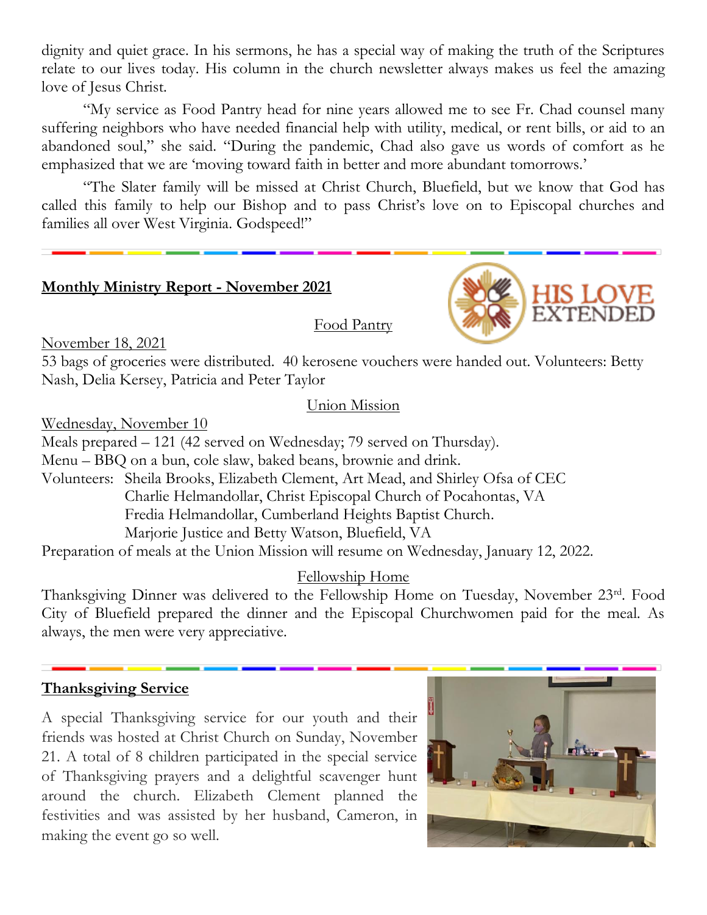dignity and quiet grace. In his sermons, he has a special way of making the truth of the Scriptures relate to our lives today. His column in the church newsletter always makes us feel the amazing love of Jesus Christ.

"My service as Food Pantry head for nine years allowed me to see Fr. Chad counsel many suffering neighbors who have needed financial help with utility, medical, or rent bills, or aid to an abandoned soul," she said. "During the pandemic, Chad also gave us words of comfort as he emphasized that we are 'moving toward faith in better and more abundant tomorrows.'

"The Slater family will be missed at Christ Church, Bluefield, but we know that God has called this family to help our Bishop and to pass Christ's love on to Episcopal churches and families all over West Virginia. Godspeed!"

---

## Monthly Ministry Report - November 2021

HIS LOVE EXTENDED

### Food Pantry

November 18, 2021

53 bags of groceries were distributed. 40 kerosene vouchers were handed out. Volunteers: Betty Nash, Delia Kersey, Patricia and Peter Taylor

### Union Mission

Wednesday, November 10

Meals prepared – 121 (42 served on Wednesday; 79 served on Thursday).

Menu – BBQ on a bun, cole slaw, baked beans, brownie and drink.

Volunteers: Sheila Brooks, Elizabeth Clement, Art Mead, and Shirley Ofsa of CEC
Charlie Helmandollar, Christ Episcopal Church of Pocahontas, VA
Fredia Helmandollar, Cumberland Heights Baptist Church.
Marjorie Justice and Betty Watson, Bluefield, VA

Preparation of meals at the Union Mission will resume on Wednesday, January 12, 2022.

### Fellowship Home

Thanksgiving Dinner was delivered to the Fellowship Home on Tuesday, November 23rd. Food City of Bluefield prepared the dinner and the Episcopal Churchwomen paid for the meal. As always, the men were very appreciative.

---

## Thanksgiving Service

A special Thanksgiving service for our youth and their friends was hosted at Christ Church on Sunday, November 21. A total of 8 children participated in the special service of Thanksgiving prayers and a delightful scavenger hunt around the church. Elizabeth Clement planned the festivities and was assisted by her husband, Cameron, in making the event go so well.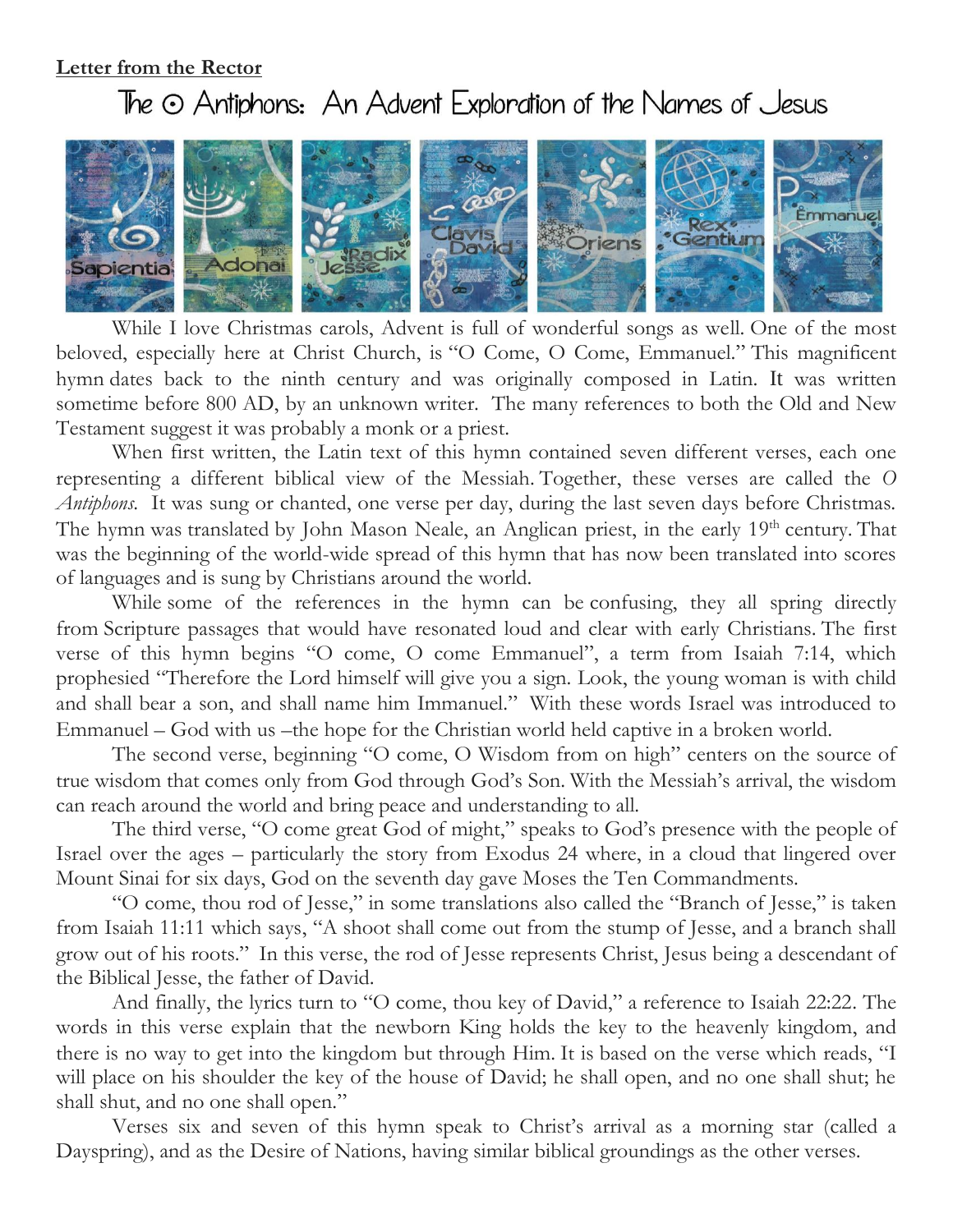**Letter from the Rector**

# The O Antiphons: An Advent Exploration of the Names of Jesus

While I love Christmas carols, Advent is full of wonderful songs as well. One of the most beloved, especially here at Christ Church, is "O Come, O Come, Emmanuel." This magnificent hymn dates back to the ninth century and was originally composed in Latin. It was written sometime before 800 AD, by an unknown writer. The many references to both the Old and New Testament suggest it was probably a monk or a priest.

When first written, the Latin text of this hymn contained seven different verses, each one representing a different biblical view of the Messiah. Together, these verses are called the *O Antiphons.* It was sung or chanted, one verse per day, during the last seven days before Christmas. The hymn was translated by John Mason Neale, an Anglican priest, in the early 19th century. That was the beginning of the world-wide spread of this hymn that has now been translated into scores of languages and is sung by Christians around the world.

While some of the references in the hymn can be confusing, they all spring directly from Scripture passages that would have resonated loud and clear with early Christians. The first verse of this hymn begins "O come, O come Emmanuel", a term from Isaiah 7:14, which prophesied "Therefore the Lord himself will give you a sign. Look, the young woman is with child and shall bear a son, and shall name him Immanuel." With these words Israel was introduced to Emmanuel – God with us –the hope for the Christian world held captive in a broken world.

The second verse, beginning "O come, O Wisdom from on high" centers on the source of true wisdom that comes only from God through God's Son. With the Messiah's arrival, the wisdom can reach around the world and bring peace and understanding to all.

The third verse, "O come great God of might," speaks to God's presence with the people of Israel over the ages – particularly the story from Exodus 24 where, in a cloud that lingered over Mount Sinai for six days, God on the seventh day gave Moses the Ten Commandments.

"O come, thou rod of Jesse," in some translations also called the "Branch of Jesse," is taken from Isaiah 11:11 which says, "A shoot shall come out from the stump of Jesse, and a branch shall grow out of his roots." In this verse, the rod of Jesse represents Christ, Jesus being a descendant of the Biblical Jesse, the father of David.

And finally, the lyrics turn to "O come, thou key of David," a reference to Isaiah 22:22. The words in this verse explain that the newborn King holds the key to the heavenly kingdom, and there is no way to get into the kingdom but through Him. It is based on the verse which reads, "I will place on his shoulder the key of the house of David; he shall open, and no one shall shut; he shall shut, and no one shall open."

Verses six and seven of this hymn speak to Christ's arrival as a morning star (called a Dayspring), and as the Desire of Nations, having similar biblical groundings as the other verses.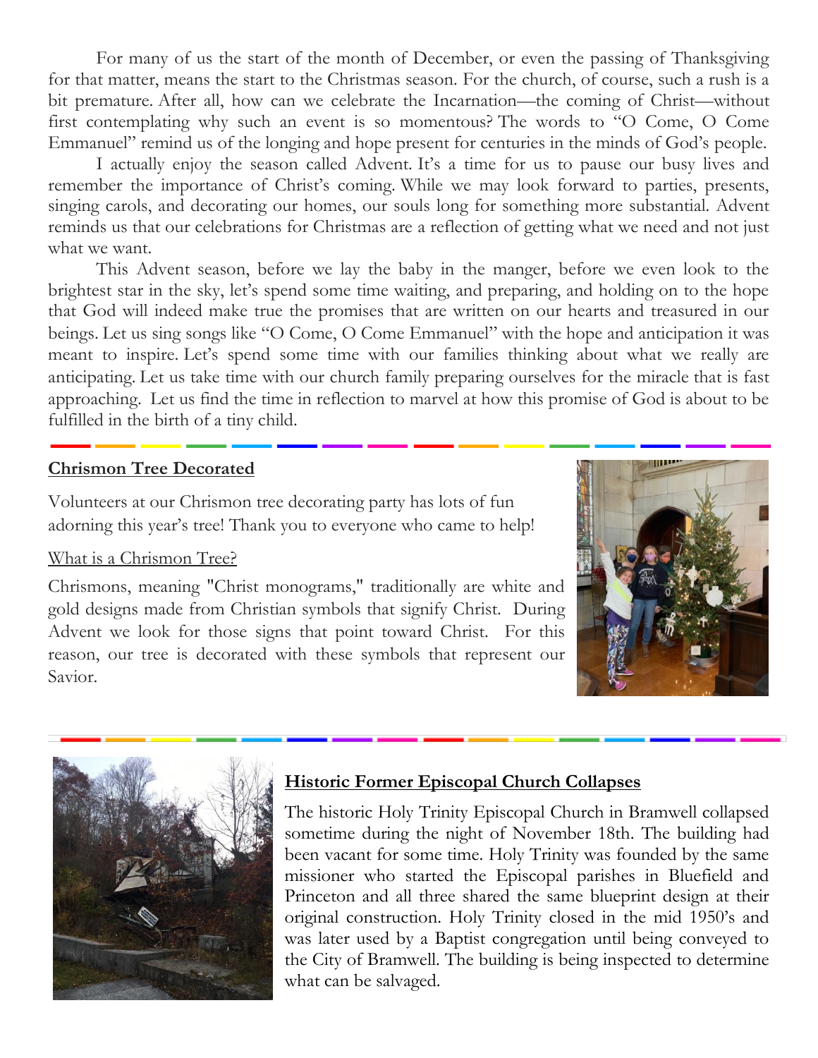For many of us the start of the month of December, or even the passing of Thanksgiving for that matter, means the start to the Christmas season. For the church, of course, such a rush is a bit premature. After all, how can we celebrate the Incarnation—the coming of Christ—without first contemplating why such an event is so momentous? The words to "O Come, O Come Emmanuel" remind us of the longing and hope present for centuries in the minds of God's people.

I actually enjoy the season called Advent. It's a time for us to pause our busy lives and remember the importance of Christ's coming. While we may look forward to parties, presents, singing carols, and decorating our homes, our souls long for something more substantial. Advent reminds us that our celebrations for Christmas are a reflection of getting what we need and not just what we want.

This Advent season, before we lay the baby in the manger, before we even look to the brightest star in the sky, let's spend some time waiting, and preparing, and holding on to the hope that God will indeed make true the promises that are written on our hearts and treasured in our beings. Let us sing songs like "O Come, O Come Emmanuel" with the hope and anticipation it was meant to inspire. Let's spend some time with our families thinking about what we really are anticipating. Let us take time with our church family preparing ourselves for the miracle that is fast approaching. Let us find the time in reflection to marvel at how this promise of God is about to be fulfilled in the birth of a tiny child.

---

**Chrismon Tree Decorated**

Volunteers at our Chrismon tree decorating party has lots of fun adorning this year's tree! Thank you to everyone who came to help!

What is a Chrismon Tree?

Chrismons, meaning "Christ monograms," traditionally are white and gold designs made from Christian symbols that signify Christ. During Advent we look for those signs that point toward Christ. For this reason, our tree is decorated with these symbols that represent our Savior.

---

**Historic Former Episcopal Church Collapses**

The historic Holy Trinity Episcopal Church in Bramwell collapsed sometime during the night of November 18th. The building had been vacant for some time. Holy Trinity was founded by the same missioner who started the Episcopal parishes in Bluefield and Princeton and all three shared the same blueprint design at their original construction. Holy Trinity closed in the mid 1950's and was later used by a Baptist congregation until being conveyed to the City of Bramwell. The building is being inspected to determine what can be salvaged.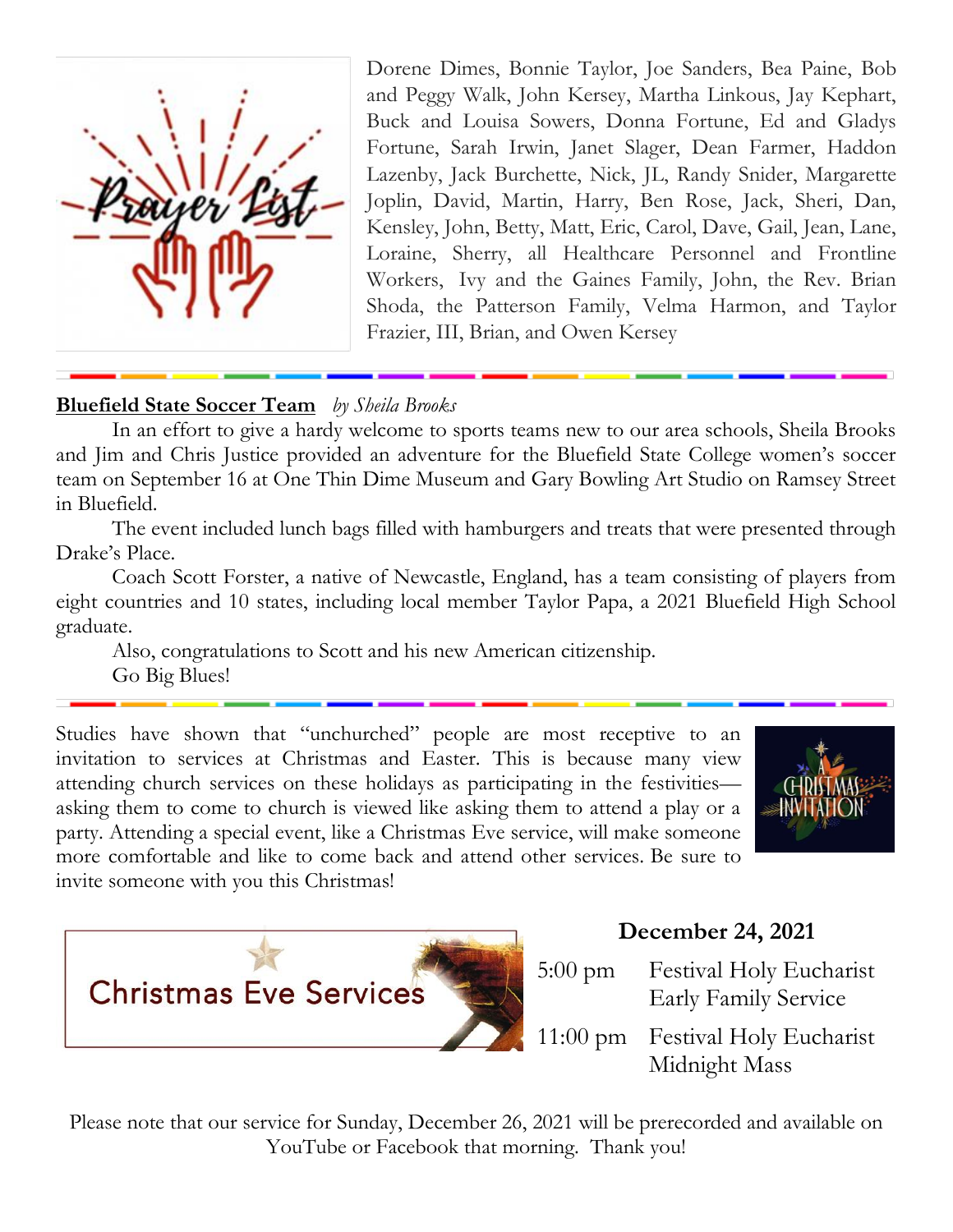Prayer List

Dorene Dimes, Bonnie Taylor, Joe Sanders, Bea Paine, Bob and Peggy Walk, John Kersey, Martha Linkous, Jay Kephart, Buck and Louisa Sowers, Donna Fortune, Ed and Gladys Fortune, Sarah Irwin, Janet Slager, Dean Farmer, Haddon Lazenby, Jack Burchette, Nick, JL, Randy Snider, Margarette Joplin, David, Martin, Harry, Ben Rose, Jack, Sheri, Dan, Kensley, John, Betty, Matt, Eric, Carol, Dave, Gail, Jean, Lane, Loraine, Sherry, all Healthcare Personnel and Frontline Workers, Ivy and the Gaines Family, John, the Rev. Brian Shoda, the Patterson Family, Velma Harmon, and Taylor Frazier, III, Brian, and Owen Kersey

---

**Bluefield State Soccer Team** *by Sheila Brooks*

In an effort to give a hardy welcome to sports teams new to our area schools, Sheila Brooks and Jim and Chris Justice provided an adventure for the Bluefield State College women's soccer team on September 16 at One Thin Dime Museum and Gary Bowling Art Studio on Ramsey Street in Bluefield.

The event included lunch bags filled with hamburgers and treats that were presented through Drake's Place.

Coach Scott Forster, a native of Newcastle, England, has a team consisting of players from eight countries and 10 states, including local member Taylor Papa, a 2021 Bluefield High School graduate.

Also, congratulations to Scott and his new American citizenship.

Go Big Blues!

---

Studies have shown that "unchurched" people are most receptive to an invitation to services at Christmas and Easter. This is because many view attending church services on these holidays as participating in the festivities—asking them to come to church is viewed like asking them to attend a play or a party. Attending a special event, like a Christmas Eve service, will make someone more comfortable and like to come back and attend other services. Be sure to invite someone with you this Christmas!

A Christmas Invitation

## Christmas Eve Services

**December 24, 2021**

| | |
|---|---|
| 5:00 pm | Festival Holy Eucharist<br>Early Family Service |
| 11:00 pm | Festival Holy Eucharist<br>Midnight Mass |

Please note that our service for Sunday, December 26, 2021 will be prerecorded and available on YouTube or Facebook that morning. Thank you!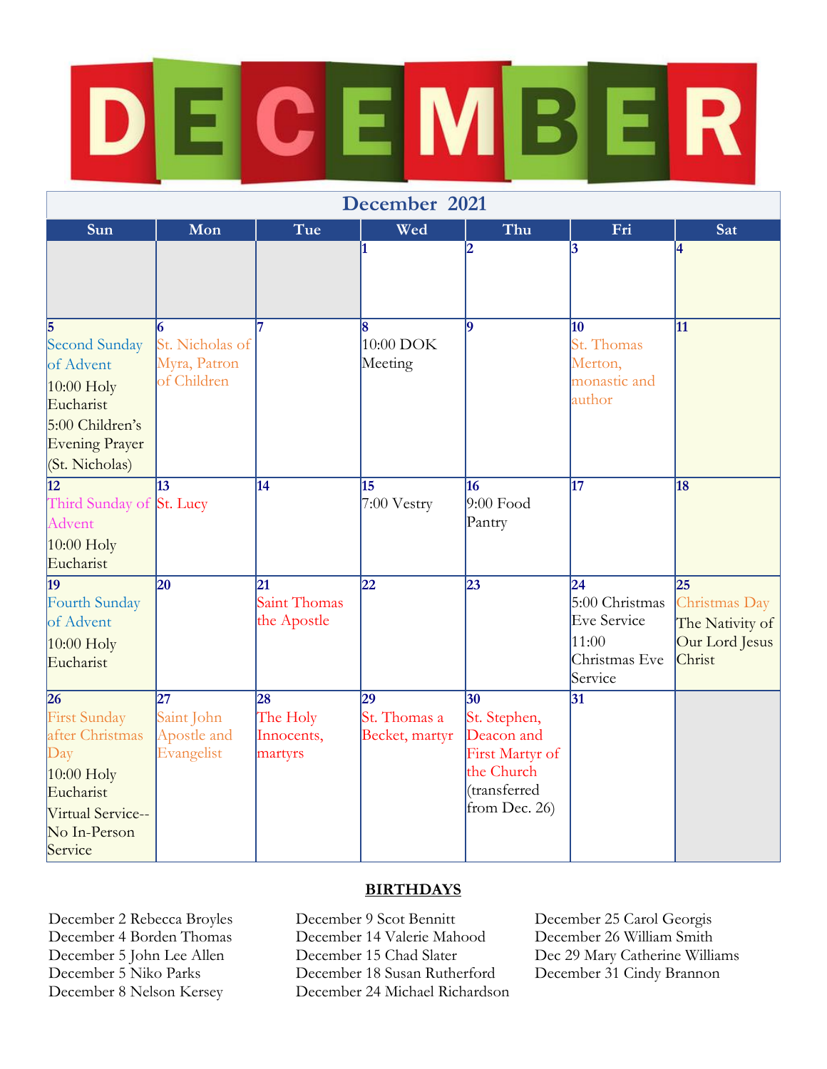# DECEMBER

## December 2021

| Sun | Mon | Tue | Wed | Thu | Fri | Sat |
|---|---|---|---|---|---|---|
| | | | 1 | 2 | 3 | 4 |
| 5 Second Sunday of Advent<br>10:00 Holy Eucharist<br>5:00 Children's Evening Prayer (St. Nicholas) | 6 St. Nicholas of Myra, Patron of Children | 7 | 8 10:00 DOK Meeting | 9 | 10 St. Thomas Merton, monastic and author | 11 |
| 12 Third Sunday of Advent<br>10:00 Holy Eucharist | 13 St. Lucy | 14 | 15 7:00 Vestry | 16 9:00 Food Pantry | 17 | 18 |
| 19 Fourth Sunday of Advent<br>10:00 Holy Eucharist | 20 | 21 Saint Thomas the Apostle | 22 | 23 | 24 5:00 Christmas Eve Service<br>11:00 Christmas Eve Service | 25 Christmas Day<br>The Nativity of Our Lord Jesus Christ |
| 26 First Sunday after Christmas Day<br>10:00 Holy Eucharist<br>Virtual Service--No In-Person Service | 27 Saint John Apostle and Evangelist | 28 The Holy Innocents, martyrs | 29 St. Thomas a Becket, martyr | 30 St. Stephen, Deacon and First Martyr of the Church (transferred from Dec. 26) | 31 | |

**BIRTHDAYS**

December 2 Rebecca Broyles
December 4 Borden Thomas
December 5 John Lee Allen
December 5 Niko Parks
December 8 Nelson Kersey
December 9 Scot Bennitt
December 14 Valerie Mahood
December 15 Chad Slater
December 18 Susan Rutherford
December 24 Michael Richardson
December 25 Carol Georgis
December 26 William Smith
Dec 29 Mary Catherine Williams
December 31 Cindy Brannon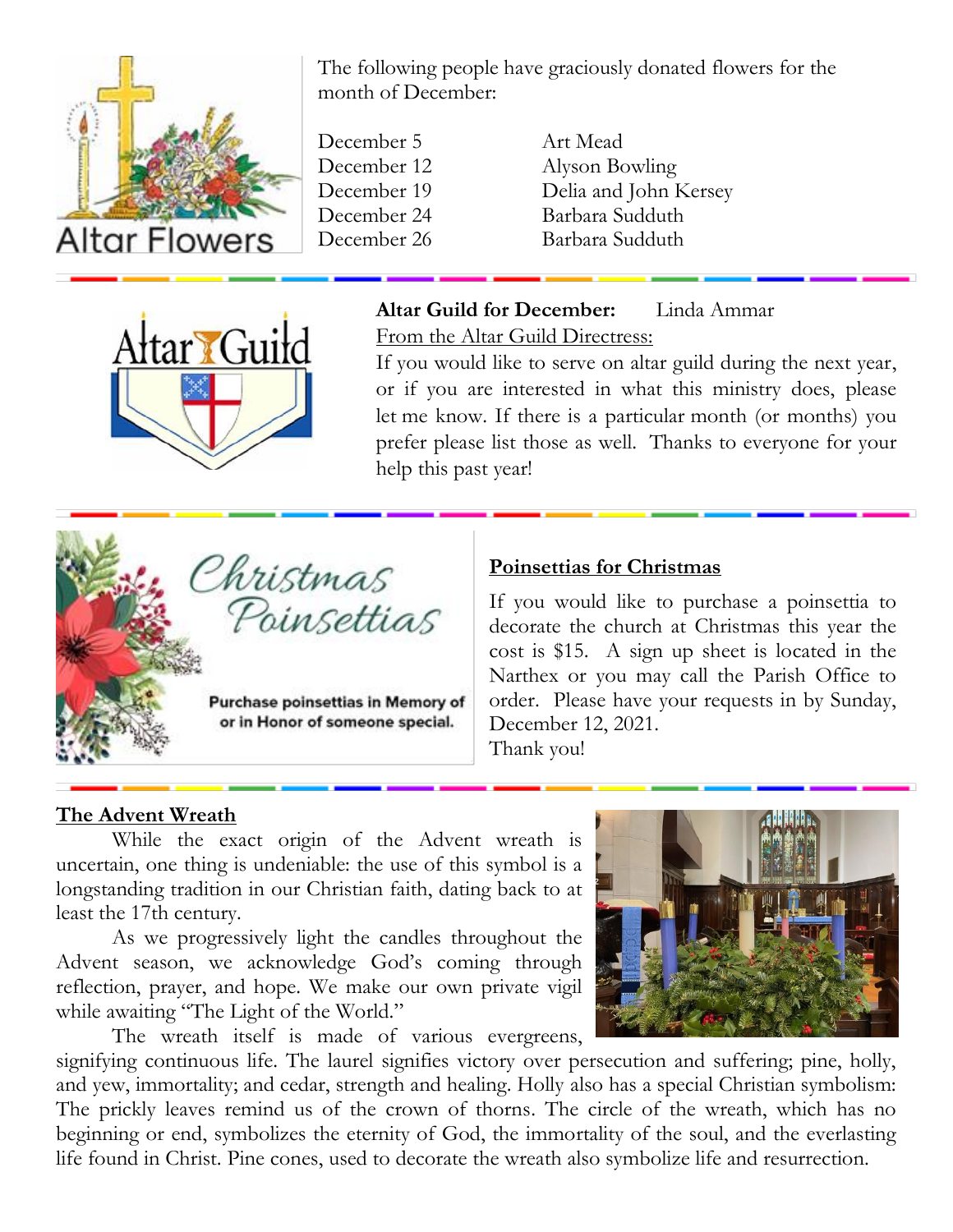## Altar Flowers

The following people have graciously donated flowers for the month of December:

| Date | Donor |
| --- | --- |
| December 5 | Art Mead |
| December 12 | Alyson Bowling |
| December 19 | Delia and John Kersey |
| December 24 | Barbara Sudduth |
| December 26 | Barbara Sudduth |

## Altar Guild

**Altar Guild for December:** Linda Ammar

From the Altar Guild Directress:

If you would like to serve on altar guild during the next year, or if you are interested in what this ministry does, please let me know. If there is a particular month (or months) you prefer please list those as well. Thanks to everyone for your help this past year!

## Christmas Poinsettias

Purchase poinsettias in Memory of or in Honor of someone special.

**Poinsettias for Christmas**

If you would like to purchase a poinsettia to decorate the church at Christmas this year the cost is $15. A sign up sheet is located in the Narthex or you may call the Parish Office to order. Please have your requests in by Sunday, December 12, 2021.

Thank you!

## The Advent Wreath

While the exact origin of the Advent wreath is uncertain, one thing is undeniable: the use of this symbol is a longstanding tradition in our Christian faith, dating back to at least the 17th century.

As we progressively light the candles throughout the Advent season, we acknowledge God's coming through reflection, prayer, and hope. We make our own private vigil while awaiting "The Light of the World."

The wreath itself is made of various evergreens, signifying continuous life. The laurel signifies victory over persecution and suffering; pine, holly, and yew, immortality; and cedar, strength and healing. Holly also has a special Christian symbolism: The prickly leaves remind us of the crown of thorns. The circle of the wreath, which has no beginning or end, symbolizes the eternity of God, the immortality of the soul, and the everlasting life found in Christ. Pine cones, used to decorate the wreath also symbolize life and resurrection.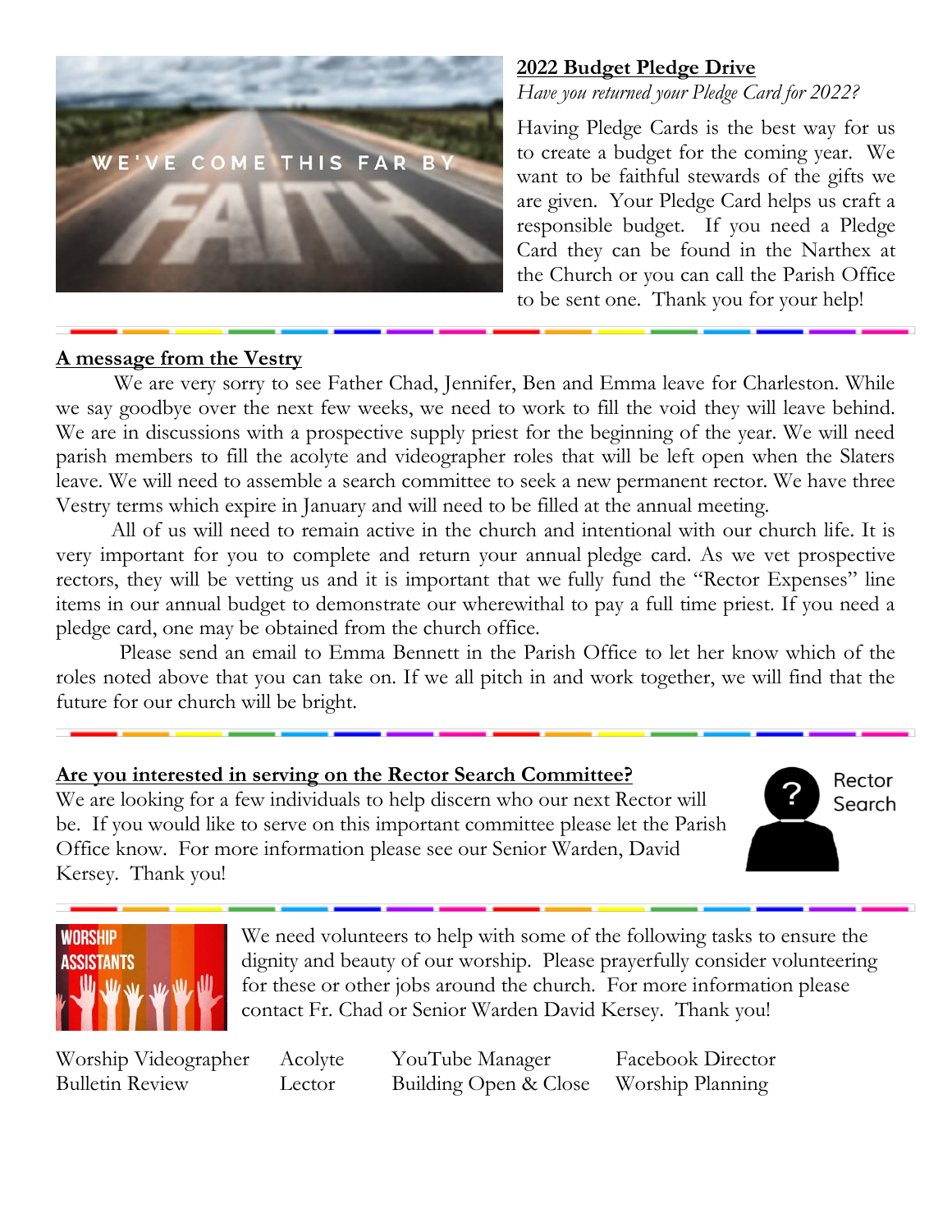## 2022 Budget Pledge Drive

*Have you returned your Pledge Card for 2022?*

Having Pledge Cards is the best way for us to create a budget for the coming year. We want to be faithful stewards of the gifts we are given. Your Pledge Card helps us craft a responsible budget. If you need a Pledge Card they can be found in the Narthex at the Church or you can call the Parish Office to be sent one. Thank you for your help!

---

## A message from the Vestry

We are very sorry to see Father Chad, Jennifer, Ben and Emma leave for Charleston. While we say goodbye over the next few weeks, we need to work to fill the void they will leave behind. We are in discussions with a prospective supply priest for the beginning of the year. We will need parish members to fill the acolyte and videographer roles that will be left open when the Slaters leave. We will need to assemble a search committee to seek a new permanent rector. We have three Vestry terms which expire in January and will need to be filled at the annual meeting.

All of us will need to remain active in the church and intentional with our church life. It is very important for you to complete and return your annual pledge card. As we vet prospective rectors, they will be vetting us and it is important that we fully fund the "Rector Expenses" line items in our annual budget to demonstrate our wherewithal to pay a full time priest. If you need a pledge card, one may be obtained from the church office.

Please send an email to Emma Bennett in the Parish Office to let her know which of the roles noted above that you can take on. If we all pitch in and work together, we will find that the future for our church will be bright.

---

## Are you interested in serving on the Rector Search Committee?

We are looking for a few individuals to help discern who our next Rector will be. If you would like to serve on this important committee please let the Parish Office know. For more information please see our Senior Warden, David Kersey. Thank you!

---

We need volunteers to help with some of the following tasks to ensure the dignity and beauty of our worship. Please prayerfully consider volunteering for these or other jobs around the church. For more information please contact Fr. Chad or Senior Warden David Kersey. Thank you!

| | | | |
|---|---|---|---|
| Worship Videographer | Acolyte | YouTube Manager | Facebook Director |
| Bulletin Review | Lector | Building Open & Close | Worship Planning |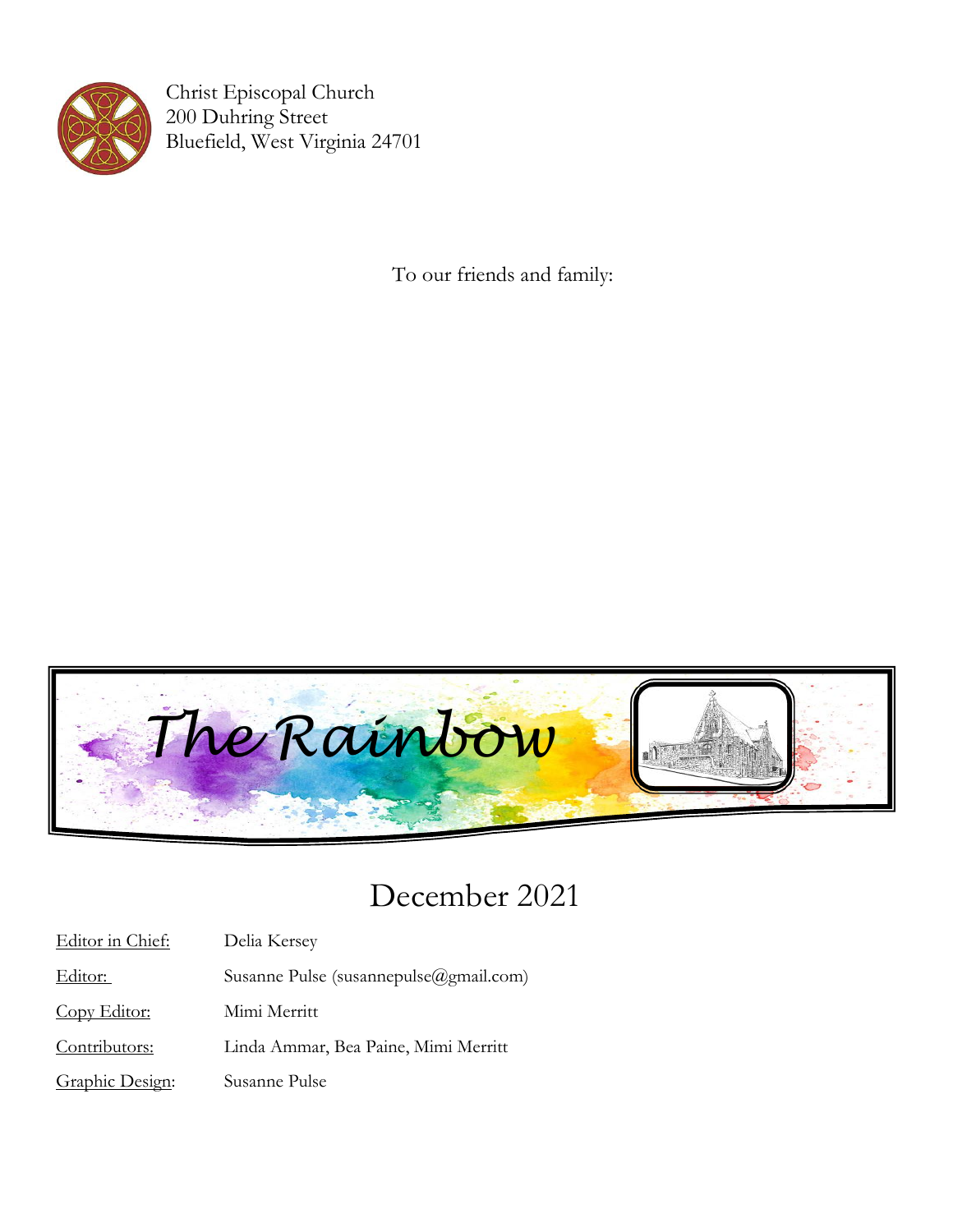Christ Episcopal Church
200 Duhring Street
Bluefield, West Virginia 24701

To our friends and family:

# The Rainbow

## December 2021

Editor in Chief: Delia Kersey

Editor: Susanne Pulse (susannepulse@gmail.com)

Copy Editor: Mimi Merritt

Contributors: Linda Ammar, Bea Paine, Mimi Merritt

Graphic Design: Susanne Pulse